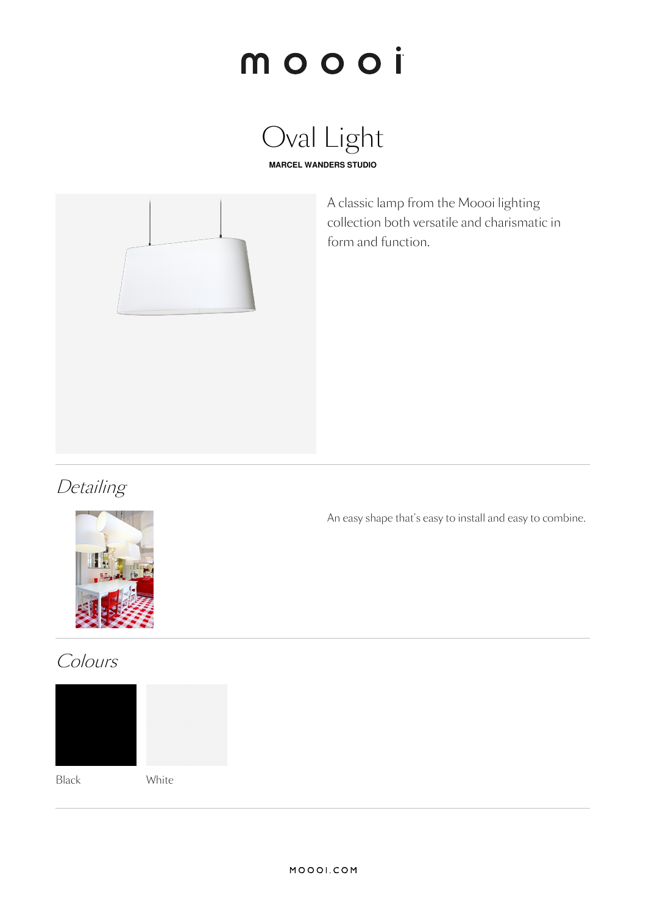# moooi

## Oval Light

**MARCEL WANDERS STUDIO**

A classic lamp from the Moooi lighting collection both versatile and charismatic in form and function.

## *Detailing*

An easy shape that's easy to install and easy to combine.

## *Colours*

Black

White

MOOOI.COM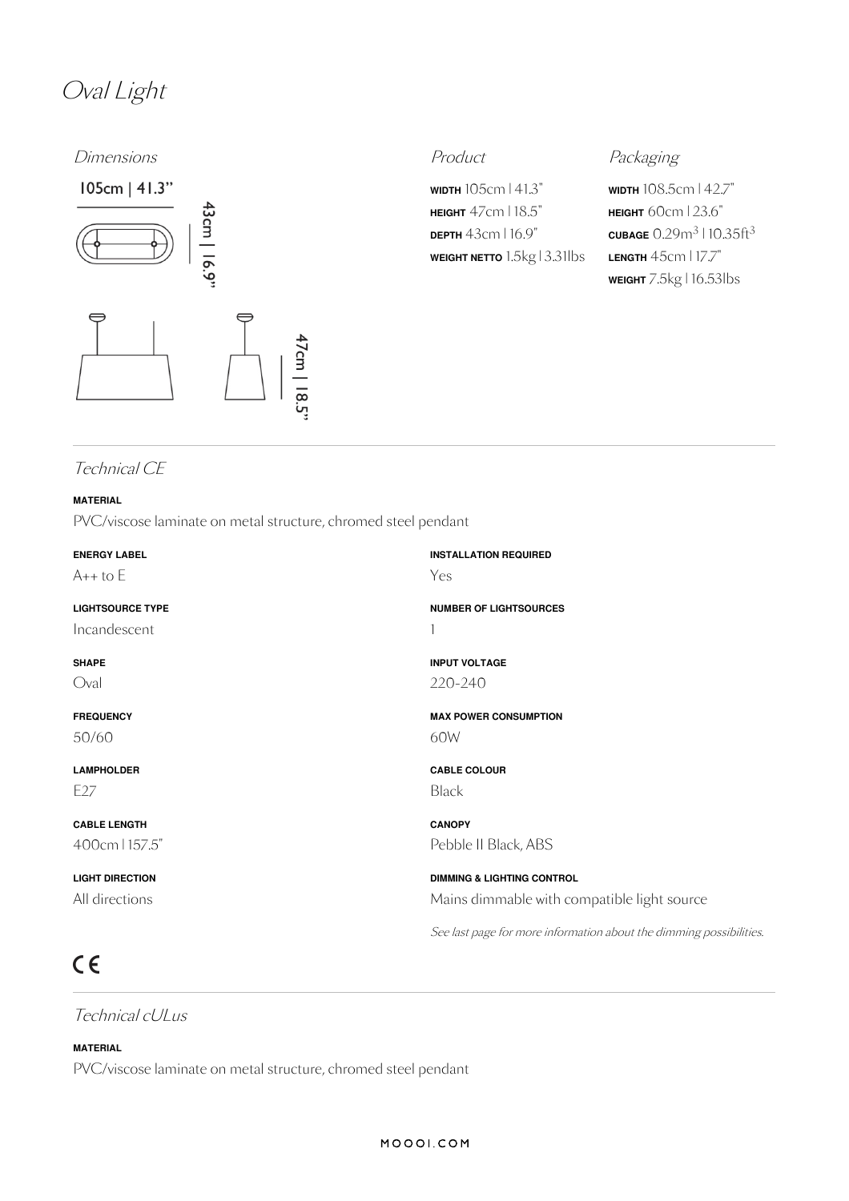# *Oval Light*

## *Dimensions*

105cm | 41.3”

43cm | 16.9”

47cm | 18.5”

## *Product*

**WIDTH** 105cm | 41.3"
**HEIGHT** 47cm | 18.5"
**DEPTH** 43cm | 16.9"
**WEIGHT NETTO** 1.5kg | 3.31lbs

## *Packaging*

**WIDTH** 108.5cm | 42.7"
**HEIGHT** 60cm | 23.6"
**CUBAGE** 0.29m$^3$ | 10.35ft$^3$
**LENGTH** 45cm | 17.7"
**WEIGHT** 7.5kg | 16.53lbs

## *Technical CE*

**MATERIAL**
PVC/viscose laminate on metal structure, chromed steel pendant

**ENERGY LABEL**
A++ to E

**INSTALLATION REQUIRED**
Yes

**LIGHTSOURCE TYPE**
Incandescent

**NUMBER OF LIGHTSOURCES**
1

**SHAPE**
Oval

**INPUT VOLTAGE**
220-240

**FREQUENCY**
50/60

**MAX POWER CONSUMPTION**
60W

**LAMPHOLDER**
E27

**CABLE COLOUR**
Black

**CABLE LENGTH**
400cm | 157.5"

**CANOPY**
Pebble II Black, ABS

**LIGHT DIRECTION**
All directions

**DIMMING & LIGHTING CONTROL**
Mains dimmable with compatible light source

*See last page for more information about the dimming possibilities.*

CE

## *Technical cULus*

**MATERIAL**
PVC/viscose laminate on metal structure, chromed steel pendant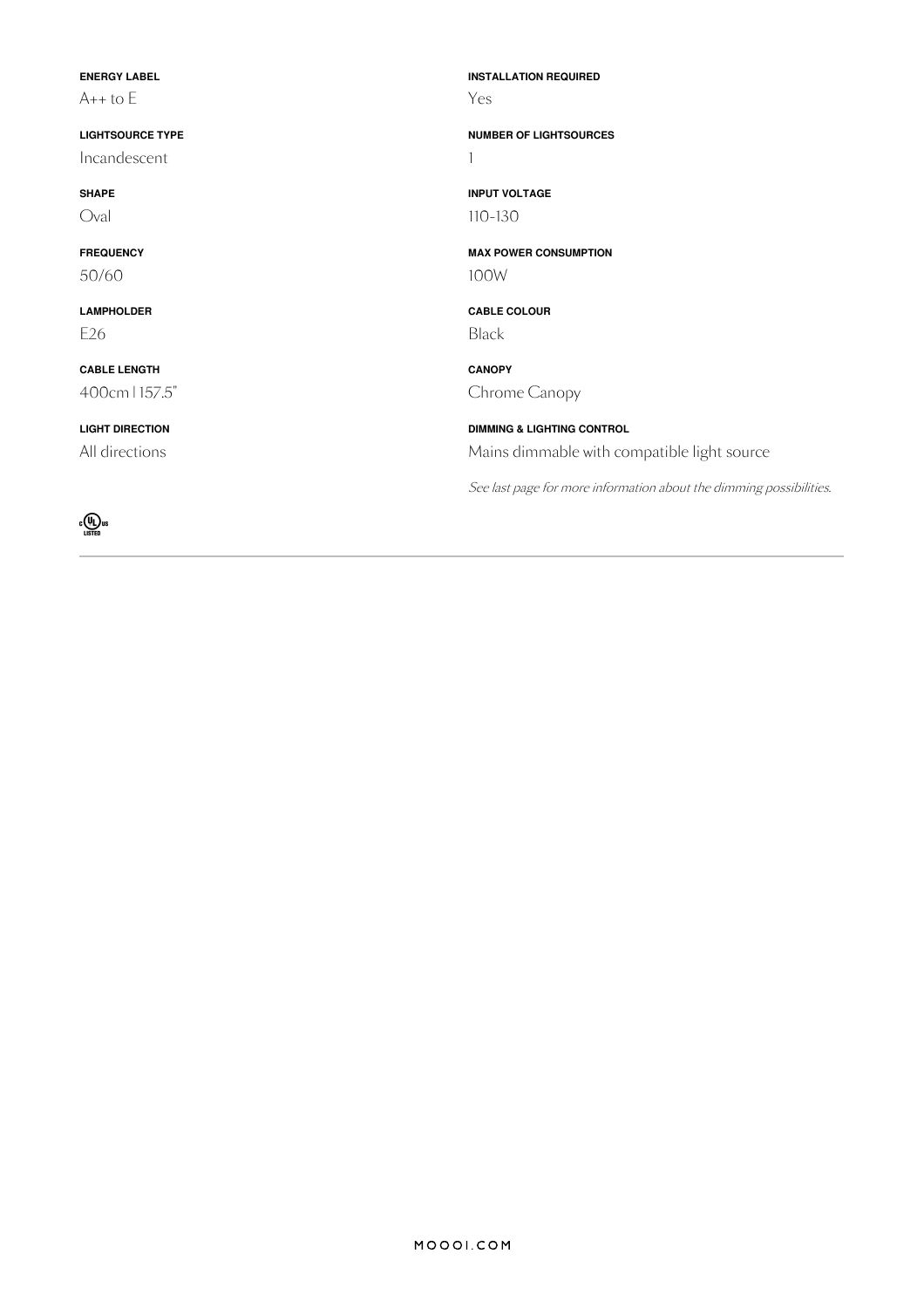**ENERGY LABEL**
A++ to E

**LIGHTSOURCE TYPE**
Incandescent

**SHAPE**
Oval

**FREQUENCY**
50/60

**LAMPHOLDER**
E26

**CABLE LENGTH**
400cm | 157.5"

**LIGHT DIRECTION**
All directions

c UL us LISTED

**INSTALLATION REQUIRED**
Yes

**NUMBER OF LIGHTSOURCES**
1

**INPUT VOLTAGE**
110-130

**MAX POWER CONSUMPTION**
100W

**CABLE COLOUR**
Black

**CANOPY**
Chrome Canopy

**DIMMING & LIGHTING CONTROL**
Mains dimmable with compatible light source

*See last page for more information about the dimming possibilities.*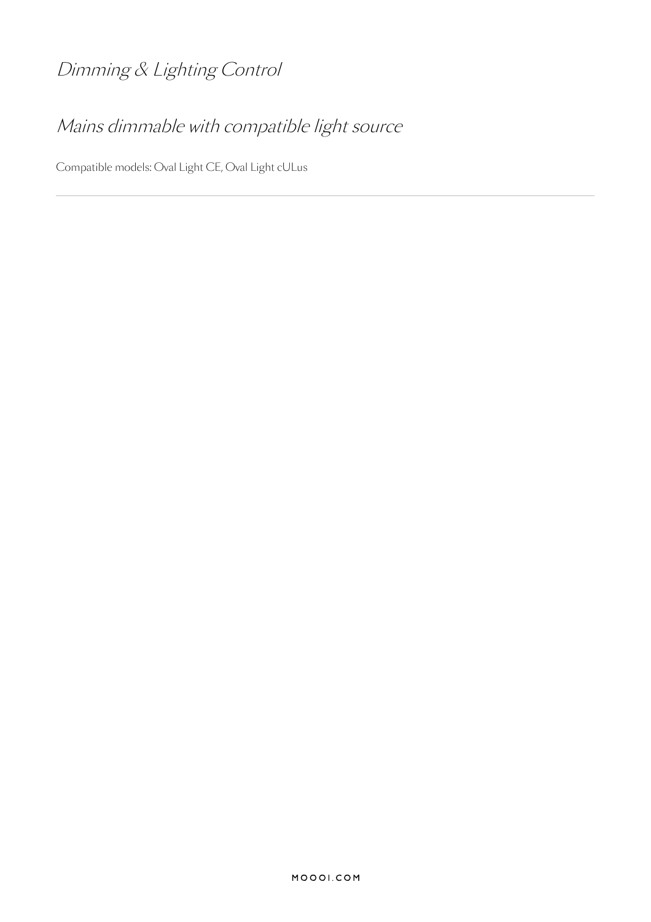# *Dimming & Lighting Control*

## *Mains dimmable with compatible light source*

Compatible models: Oval Light CE, Oval Light cULus

---